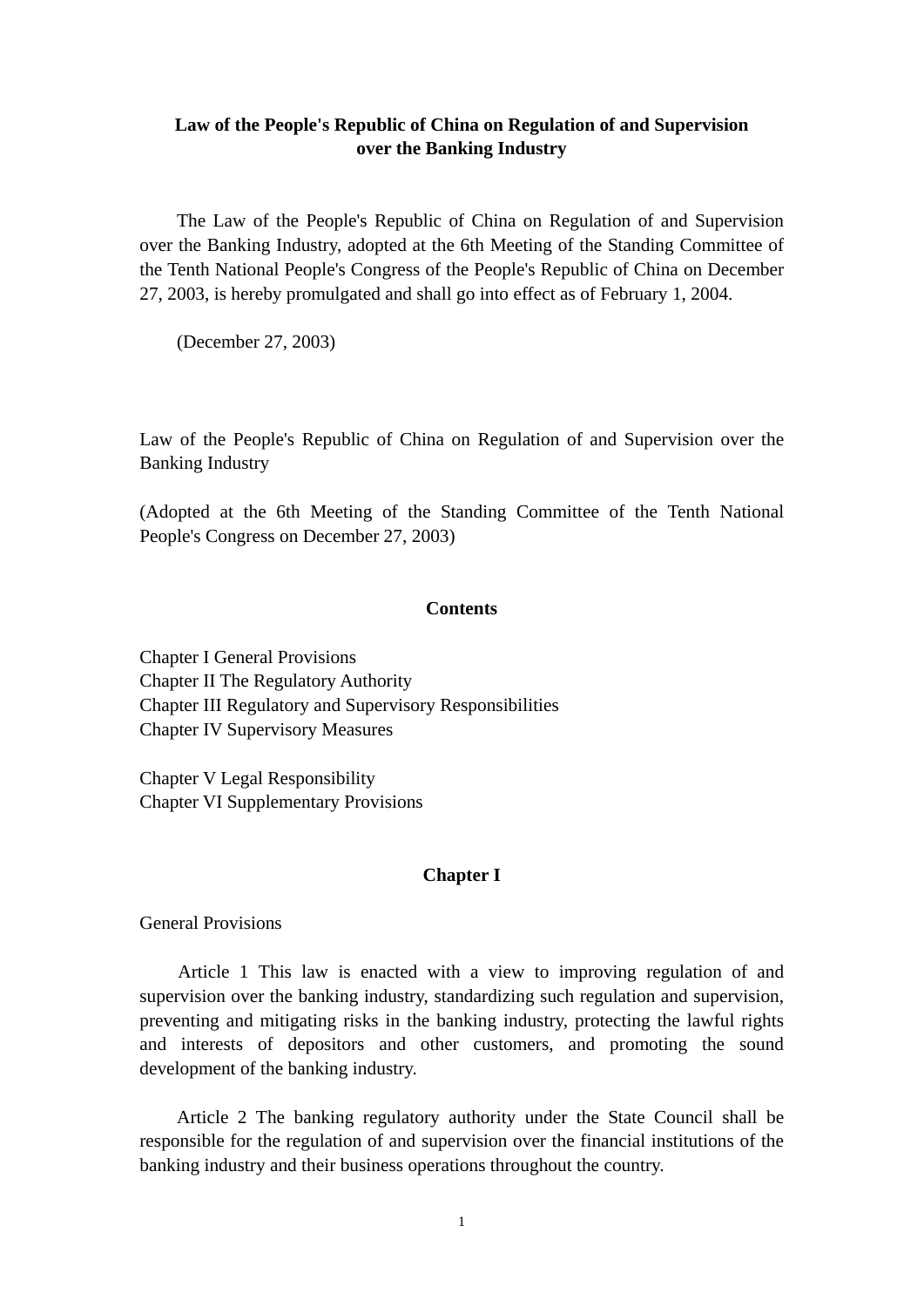# Law of the People's Republic of China on Regulation of and Supervision over the Banking Industry

The Law of the People's Republic of China on Regulation of and Supervision over the Banking Industry, adopted at the 6th Meeting of the Standing Committee of the Tenth National People's Congress of the People's Republic of China on December 27, 2003, is hereby promulgated and shall go into effect as of February 1, 2004.

(December 27, 2003)

Law of the People's Republic of China on Regulation of and Supervision over the Banking Industry

(Adopted at the 6th Meeting of the Standing Committee of the Tenth National People's Congress on December 27, 2003)

## Contents

Chapter I General Provisions
Chapter II The Regulatory Authority
Chapter III Regulatory and Supervisory Responsibilities
Chapter IV Supervisory Measures

Chapter V Legal Responsibility
Chapter VI Supplementary Provisions

## Chapter I

General Provisions

Article 1 This law is enacted with a view to improving regulation of and supervision over the banking industry, standardizing such regulation and supervision, preventing and mitigating risks in the banking industry, protecting the lawful rights and interests of depositors and other customers, and promoting the sound development of the banking industry.

Article 2 The banking regulatory authority under the State Council shall be responsible for the regulation of and supervision over the financial institutions of the banking industry and their business operations throughout the country.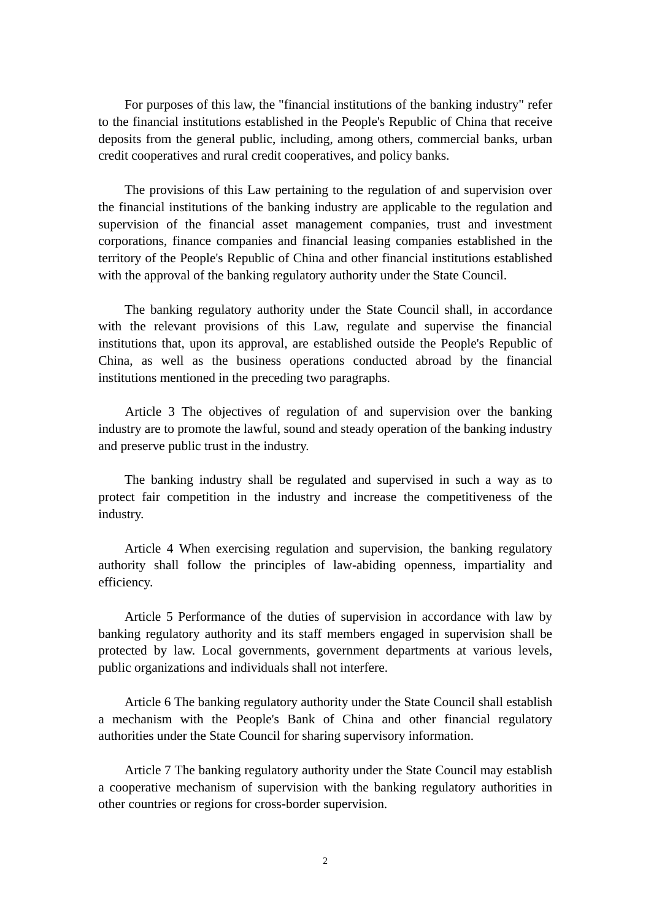For purposes of this law, the "financial institutions of the banking industry" refer to the financial institutions established in the People's Republic of China that receive deposits from the general public, including, among others, commercial banks, urban credit cooperatives and rural credit cooperatives, and policy banks.

The provisions of this Law pertaining to the regulation of and supervision over the financial institutions of the banking industry are applicable to the regulation and supervision of the financial asset management companies, trust and investment corporations, finance companies and financial leasing companies established in the territory of the People's Republic of China and other financial institutions established with the approval of the banking regulatory authority under the State Council.

The banking regulatory authority under the State Council shall, in accordance with the relevant provisions of this Law, regulate and supervise the financial institutions that, upon its approval, are established outside the People's Republic of China, as well as the business operations conducted abroad by the financial institutions mentioned in the preceding two paragraphs.

Article 3 The objectives of regulation of and supervision over the banking industry are to promote the lawful, sound and steady operation of the banking industry and preserve public trust in the industry.

The banking industry shall be regulated and supervised in such a way as to protect fair competition in the industry and increase the competitiveness of the industry.

Article 4 When exercising regulation and supervision, the banking regulatory authority shall follow the principles of law-abiding openness, impartiality and efficiency.

Article 5 Performance of the duties of supervision in accordance with law by banking regulatory authority and its staff members engaged in supervision shall be protected by law. Local governments, government departments at various levels, public organizations and individuals shall not interfere.

Article 6 The banking regulatory authority under the State Council shall establish a mechanism with the People's Bank of China and other financial regulatory authorities under the State Council for sharing supervisory information.

Article 7 The banking regulatory authority under the State Council may establish a cooperative mechanism of supervision with the banking regulatory authorities in other countries or regions for cross-border supervision.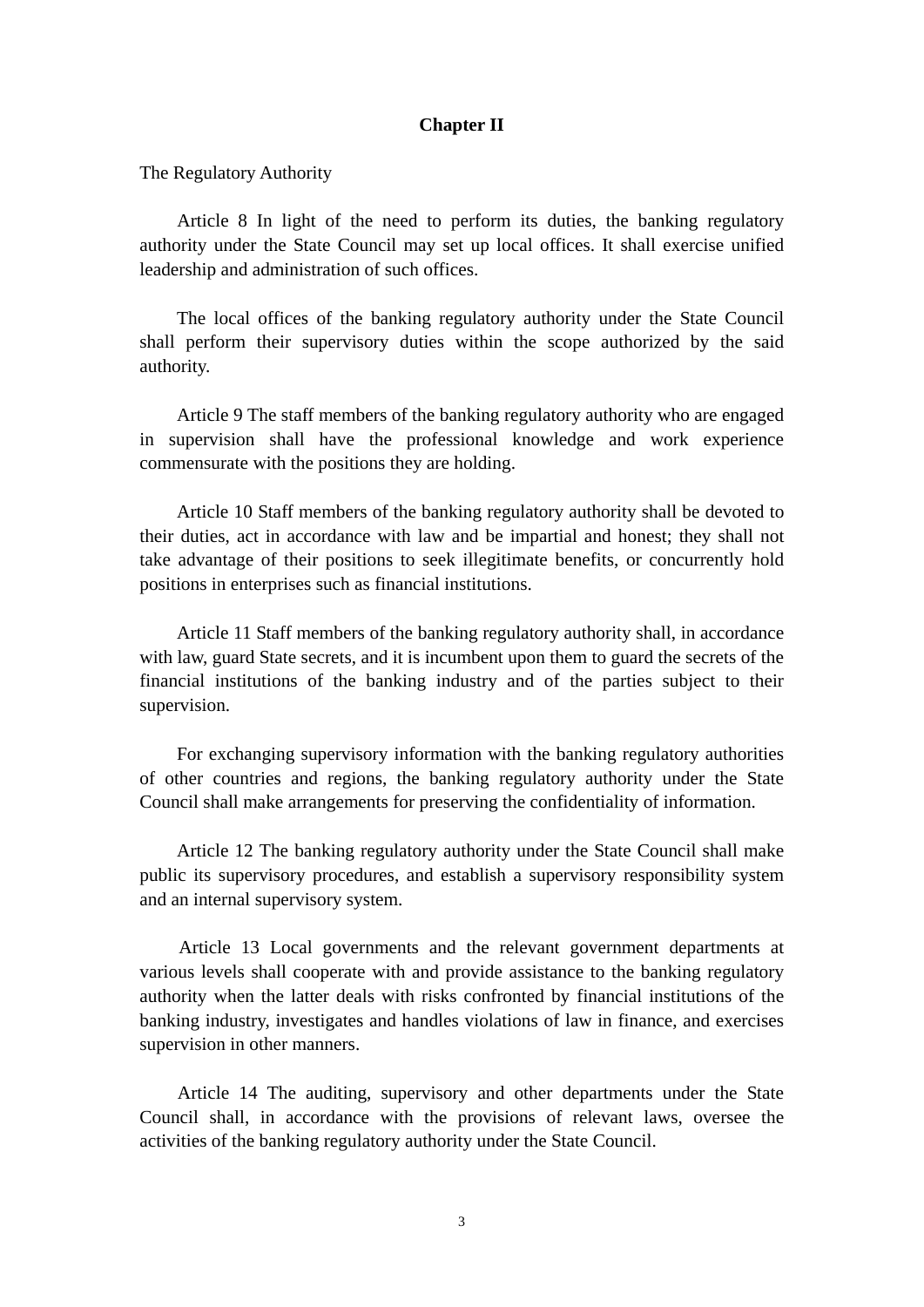## Chapter II

The Regulatory Authority

Article 8 In light of the need to perform its duties, the banking regulatory authority under the State Council may set up local offices. It shall exercise unified leadership and administration of such offices.

The local offices of the banking regulatory authority under the State Council shall perform their supervisory duties within the scope authorized by the said authority.

Article 9 The staff members of the banking regulatory authority who are engaged in supervision shall have the professional knowledge and work experience commensurate with the positions they are holding.

Article 10 Staff members of the banking regulatory authority shall be devoted to their duties, act in accordance with law and be impartial and honest; they shall not take advantage of their positions to seek illegitimate benefits, or concurrently hold positions in enterprises such as financial institutions.

Article 11 Staff members of the banking regulatory authority shall, in accordance with law, guard State secrets, and it is incumbent upon them to guard the secrets of the financial institutions of the banking industry and of the parties subject to their supervision.

For exchanging supervisory information with the banking regulatory authorities of other countries and regions, the banking regulatory authority under the State Council shall make arrangements for preserving the confidentiality of information.

Article 12 The banking regulatory authority under the State Council shall make public its supervisory procedures, and establish a supervisory responsibility system and an internal supervisory system.

Article 13 Local governments and the relevant government departments at various levels shall cooperate with and provide assistance to the banking regulatory authority when the latter deals with risks confronted by financial institutions of the banking industry, investigates and handles violations of law in finance, and exercises supervision in other manners.

Article 14 The auditing, supervisory and other departments under the State Council shall, in accordance with the provisions of relevant laws, oversee the activities of the banking regulatory authority under the State Council.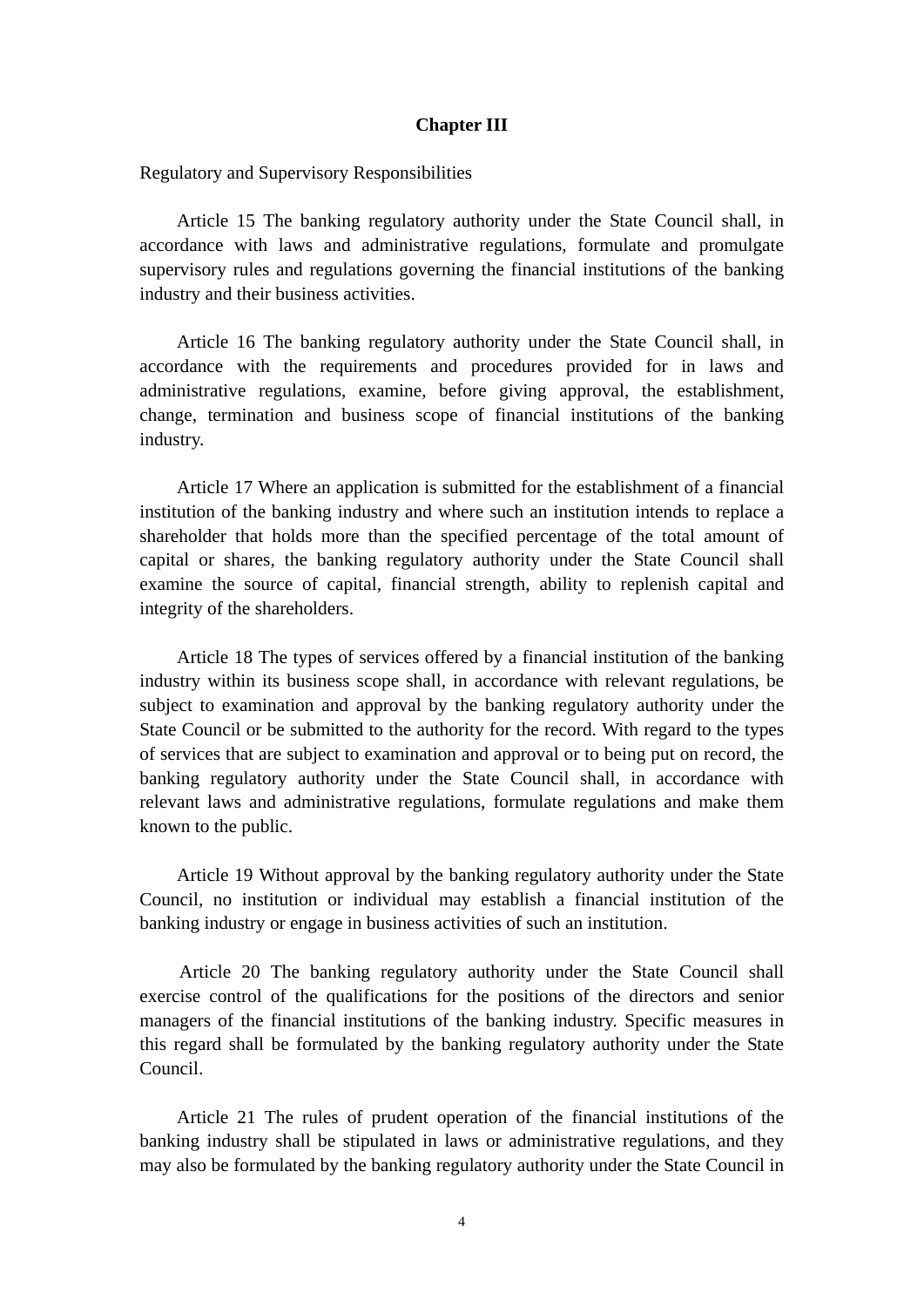## Chapter III

Regulatory and Supervisory Responsibilities

Article 15 The banking regulatory authority under the State Council shall, in accordance with laws and administrative regulations, formulate and promulgate supervisory rules and regulations governing the financial institutions of the banking industry and their business activities.

Article 16 The banking regulatory authority under the State Council shall, in accordance with the requirements and procedures provided for in laws and administrative regulations, examine, before giving approval, the establishment, change, termination and business scope of financial institutions of the banking industry.

Article 17 Where an application is submitted for the establishment of a financial institution of the banking industry and where such an institution intends to replace a shareholder that holds more than the specified percentage of the total amount of capital or shares, the banking regulatory authority under the State Council shall examine the source of capital, financial strength, ability to replenish capital and integrity of the shareholders.

Article 18 The types of services offered by a financial institution of the banking industry within its business scope shall, in accordance with relevant regulations, be subject to examination and approval by the banking regulatory authority under the State Council or be submitted to the authority for the record. With regard to the types of services that are subject to examination and approval or to being put on record, the banking regulatory authority under the State Council shall, in accordance with relevant laws and administrative regulations, formulate regulations and make them known to the public.

Article 19 Without approval by the banking regulatory authority under the State Council, no institution or individual may establish a financial institution of the banking industry or engage in business activities of such an institution.

Article 20 The banking regulatory authority under the State Council shall exercise control of the qualifications for the positions of the directors and senior managers of the financial institutions of the banking industry. Specific measures in this regard shall be formulated by the banking regulatory authority under the State Council.

Article 21 The rules of prudent operation of the financial institutions of the banking industry shall be stipulated in laws or administrative regulations, and they may also be formulated by the banking regulatory authority under the State Council in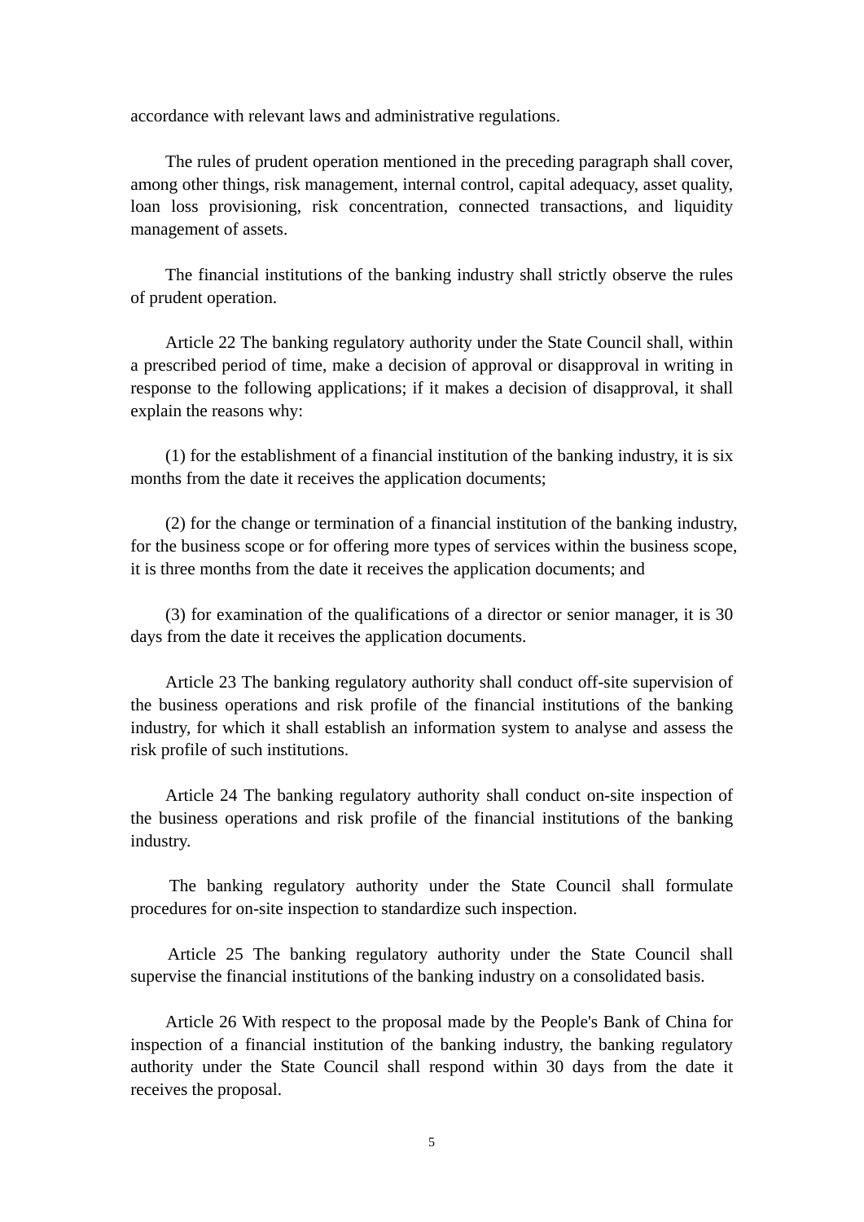accordance with relevant laws and administrative regulations.

The rules of prudent operation mentioned in the preceding paragraph shall cover, among other things, risk management, internal control, capital adequacy, asset quality, loan loss provisioning, risk concentration, connected transactions, and liquidity management of assets.

The financial institutions of the banking industry shall strictly observe the rules of prudent operation.

Article 22 The banking regulatory authority under the State Council shall, within a prescribed period of time, make a decision of approval or disapproval in writing in response to the following applications; if it makes a decision of disapproval, it shall explain the reasons why:

(1) for the establishment of a financial institution of the banking industry, it is six months from the date it receives the application documents;

(2) for the change or termination of a financial institution of the banking industry, for the business scope or for offering more types of services within the business scope, it is three months from the date it receives the application documents; and

(3) for examination of the qualifications of a director or senior manager, it is 30 days from the date it receives the application documents.

Article 23 The banking regulatory authority shall conduct off-site supervision of the business operations and risk profile of the financial institutions of the banking industry, for which it shall establish an information system to analyse and assess the risk profile of such institutions.

Article 24 The banking regulatory authority shall conduct on-site inspection of the business operations and risk profile of the financial institutions of the banking industry.

The banking regulatory authority under the State Council shall formulate procedures for on-site inspection to standardize such inspection.

Article 25 The banking regulatory authority under the State Council shall supervise the financial institutions of the banking industry on a consolidated basis.

Article 26 With respect to the proposal made by the People's Bank of China for inspection of a financial institution of the banking industry, the banking regulatory authority under the State Council shall respond within 30 days from the date it receives the proposal.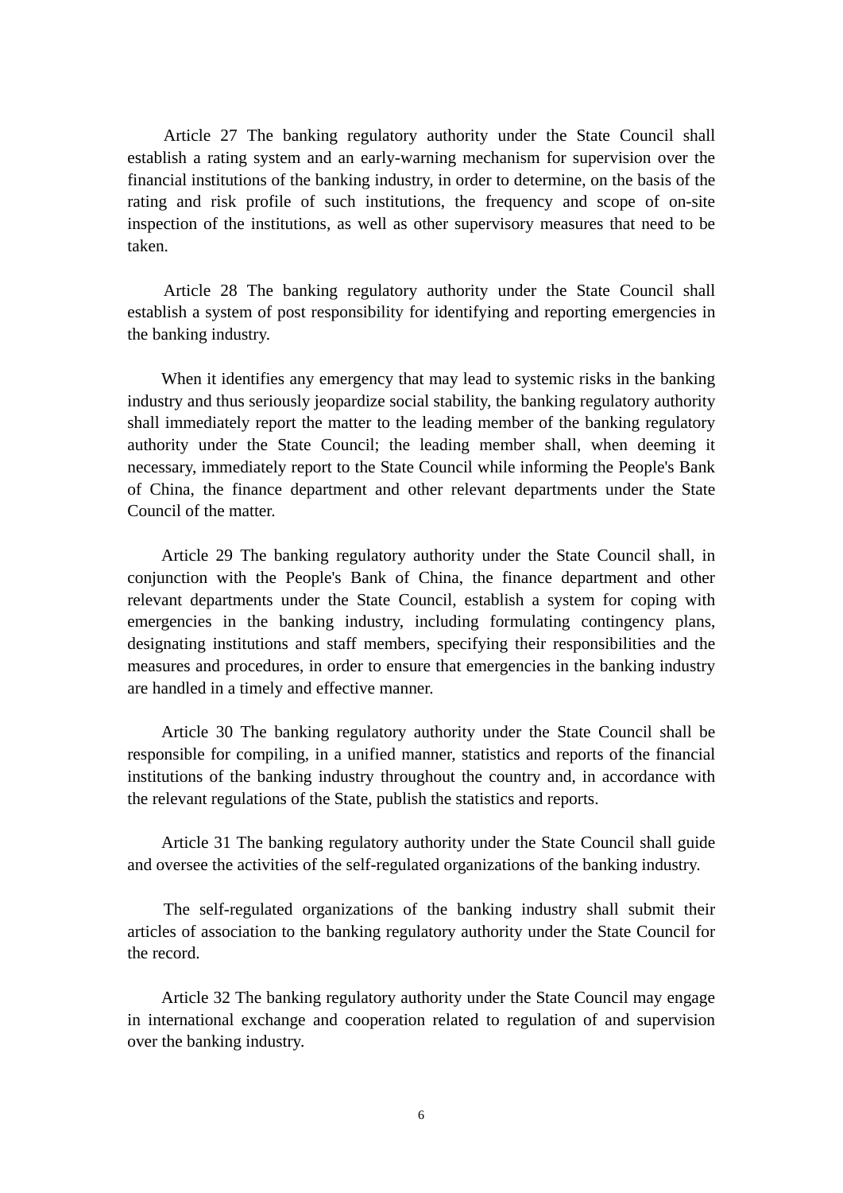Article 27 The banking regulatory authority under the State Council shall establish a rating system and an early-warning mechanism for supervision over the financial institutions of the banking industry, in order to determine, on the basis of the rating and risk profile of such institutions, the frequency and scope of on-site inspection of the institutions, as well as other supervisory measures that need to be taken.

Article 28 The banking regulatory authority under the State Council shall establish a system of post responsibility for identifying and reporting emergencies in the banking industry.

When it identifies any emergency that may lead to systemic risks in the banking industry and thus seriously jeopardize social stability, the banking regulatory authority shall immediately report the matter to the leading member of the banking regulatory authority under the State Council; the leading member shall, when deeming it necessary, immediately report to the State Council while informing the People's Bank of China, the finance department and other relevant departments under the State Council of the matter.

Article 29 The banking regulatory authority under the State Council shall, in conjunction with the People's Bank of China, the finance department and other relevant departments under the State Council, establish a system for coping with emergencies in the banking industry, including formulating contingency plans, designating institutions and staff members, specifying their responsibilities and the measures and procedures, in order to ensure that emergencies in the banking industry are handled in a timely and effective manner.

Article 30 The banking regulatory authority under the State Council shall be responsible for compiling, in a unified manner, statistics and reports of the financial institutions of the banking industry throughout the country and, in accordance with the relevant regulations of the State, publish the statistics and reports.

Article 31 The banking regulatory authority under the State Council shall guide and oversee the activities of the self-regulated organizations of the banking industry.

The self-regulated organizations of the banking industry shall submit their articles of association to the banking regulatory authority under the State Council for the record.

Article 32 The banking regulatory authority under the State Council may engage in international exchange and cooperation related to regulation of and supervision over the banking industry.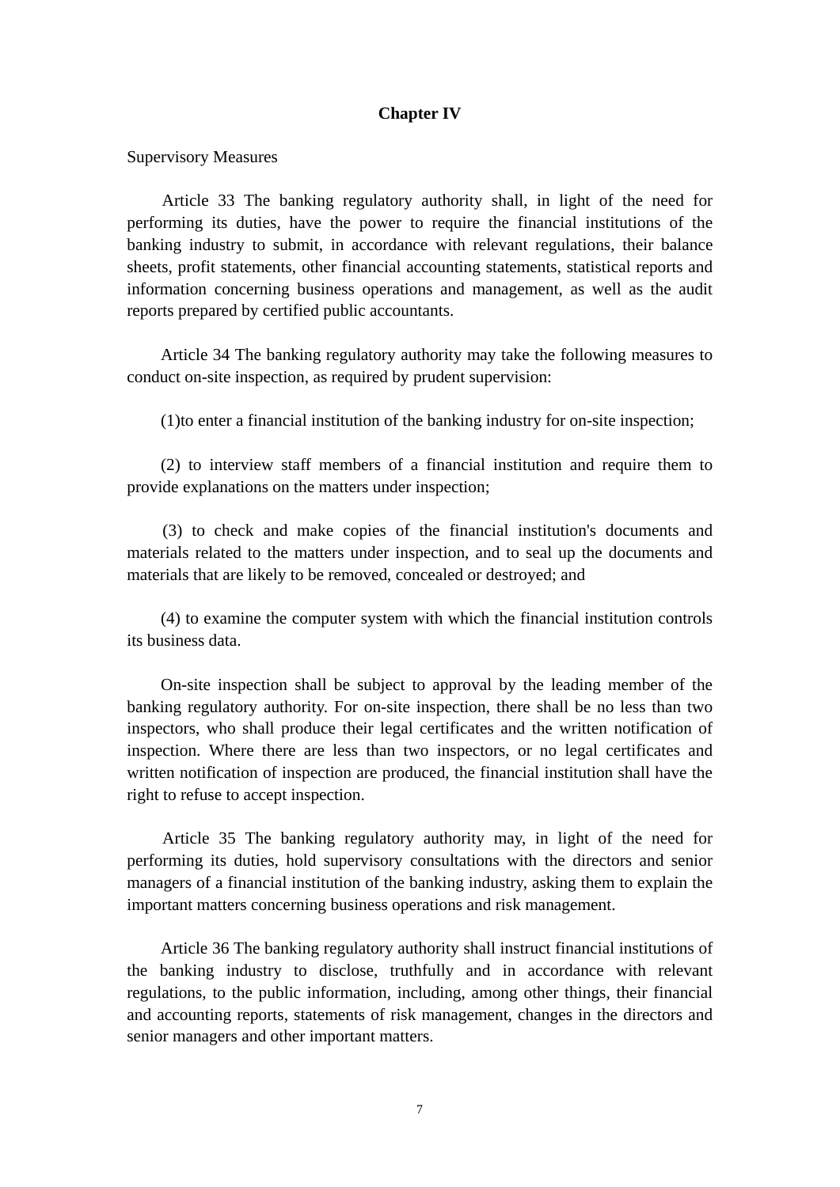## Chapter IV

Supervisory Measures

Article 33 The banking regulatory authority shall, in light of the need for performing its duties, have the power to require the financial institutions of the banking industry to submit, in accordance with relevant regulations, their balance sheets, profit statements, other financial accounting statements, statistical reports and information concerning business operations and management, as well as the audit reports prepared by certified public accountants.

Article 34 The banking regulatory authority may take the following measures to conduct on-site inspection, as required by prudent supervision:

(1)to enter a financial institution of the banking industry for on-site inspection;

(2) to interview staff members of a financial institution and require them to provide explanations on the matters under inspection;

(3) to check and make copies of the financial institution's documents and materials related to the matters under inspection, and to seal up the documents and materials that are likely to be removed, concealed or destroyed; and

(4) to examine the computer system with which the financial institution controls its business data.

On-site inspection shall be subject to approval by the leading member of the banking regulatory authority. For on-site inspection, there shall be no less than two inspectors, who shall produce their legal certificates and the written notification of inspection. Where there are less than two inspectors, or no legal certificates and written notification of inspection are produced, the financial institution shall have the right to refuse to accept inspection.

Article 35 The banking regulatory authority may, in light of the need for performing its duties, hold supervisory consultations with the directors and senior managers of a financial institution of the banking industry, asking them to explain the important matters concerning business operations and risk management.

Article 36 The banking regulatory authority shall instruct financial institutions of the banking industry to disclose, truthfully and in accordance with relevant regulations, to the public information, including, among other things, their financial and accounting reports, statements of risk management, changes in the directors and senior managers and other important matters.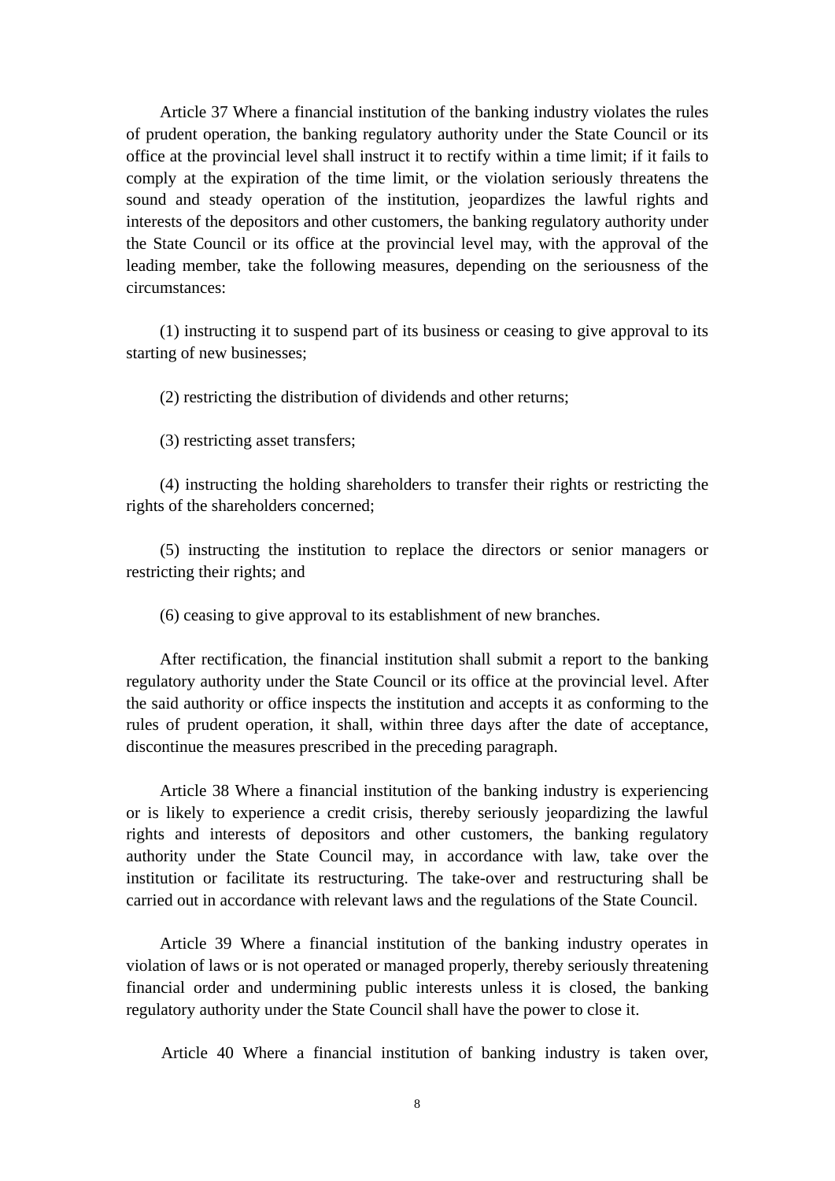Article 37 Where a financial institution of the banking industry violates the rules of prudent operation, the banking regulatory authority under the State Council or its office at the provincial level shall instruct it to rectify within a time limit; if it fails to comply at the expiration of the time limit, or the violation seriously threatens the sound and steady operation of the institution, jeopardizes the lawful rights and interests of the depositors and other customers, the banking regulatory authority under the State Council or its office at the provincial level may, with the approval of the leading member, take the following measures, depending on the seriousness of the circumstances:

(1) instructing it to suspend part of its business or ceasing to give approval to its starting of new businesses;

(2) restricting the distribution of dividends and other returns;

(3) restricting asset transfers;

(4) instructing the holding shareholders to transfer their rights or restricting the rights of the shareholders concerned;

(5) instructing the institution to replace the directors or senior managers or restricting their rights; and

(6) ceasing to give approval to its establishment of new branches.

After rectification, the financial institution shall submit a report to the banking regulatory authority under the State Council or its office at the provincial level. After the said authority or office inspects the institution and accepts it as conforming to the rules of prudent operation, it shall, within three days after the date of acceptance, discontinue the measures prescribed in the preceding paragraph.

Article 38 Where a financial institution of the banking industry is experiencing or is likely to experience a credit crisis, thereby seriously jeopardizing the lawful rights and interests of depositors and other customers, the banking regulatory authority under the State Council may, in accordance with law, take over the institution or facilitate its restructuring. The take-over and restructuring shall be carried out in accordance with relevant laws and the regulations of the State Council.

Article 39 Where a financial institution of the banking industry operates in violation of laws or is not operated or managed properly, thereby seriously threatening financial order and undermining public interests unless it is closed, the banking regulatory authority under the State Council shall have the power to close it.

Article 40 Where a financial institution of banking industry is taken over,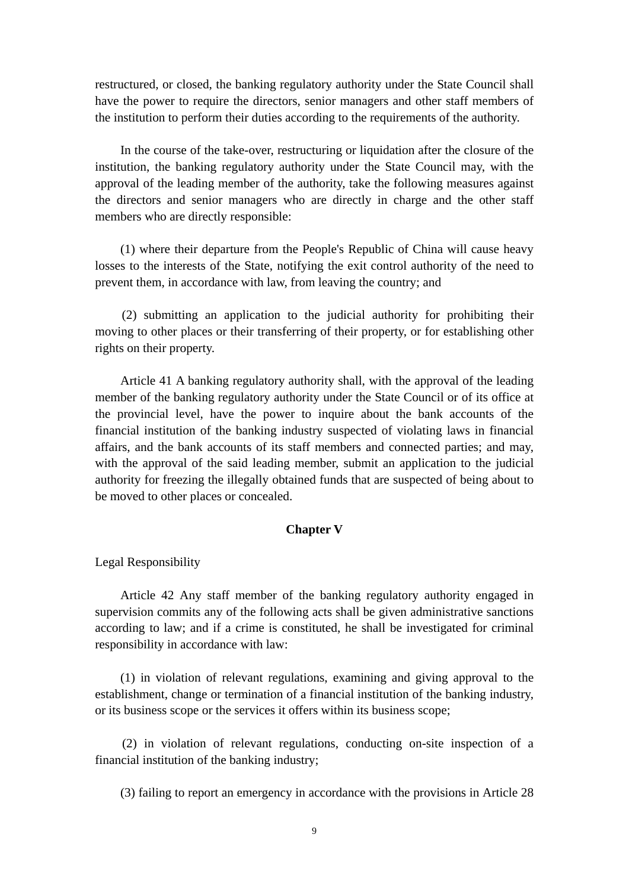restructured, or closed, the banking regulatory authority under the State Council shall have the power to require the directors, senior managers and other staff members of the institution to perform their duties according to the requirements of the authority.

In the course of the take-over, restructuring or liquidation after the closure of the institution, the banking regulatory authority under the State Council may, with the approval of the leading member of the authority, take the following measures against the directors and senior managers who are directly in charge and the other staff members who are directly responsible:

(1) where their departure from the People's Republic of China will cause heavy losses to the interests of the State, notifying the exit control authority of the need to prevent them, in accordance with law, from leaving the country; and

(2) submitting an application to the judicial authority for prohibiting their moving to other places or their transferring of their property, or for establishing other rights on their property.

Article 41 A banking regulatory authority shall, with the approval of the leading member of the banking regulatory authority under the State Council or of its office at the provincial level, have the power to inquire about the bank accounts of the financial institution of the banking industry suspected of violating laws in financial affairs, and the bank accounts of its staff members and connected parties; and may, with the approval of the said leading member, submit an application to the judicial authority for freezing the illegally obtained funds that are suspected of being about to be moved to other places or concealed.

## Chapter V

Legal Responsibility

Article 42 Any staff member of the banking regulatory authority engaged in supervision commits any of the following acts shall be given administrative sanctions according to law; and if a crime is constituted, he shall be investigated for criminal responsibility in accordance with law:

(1) in violation of relevant regulations, examining and giving approval to the establishment, change or termination of a financial institution of the banking industry, or its business scope or the services it offers within its business scope;

(2) in violation of relevant regulations, conducting on-site inspection of a financial institution of the banking industry;

(3) failing to report an emergency in accordance with the provisions in Article 28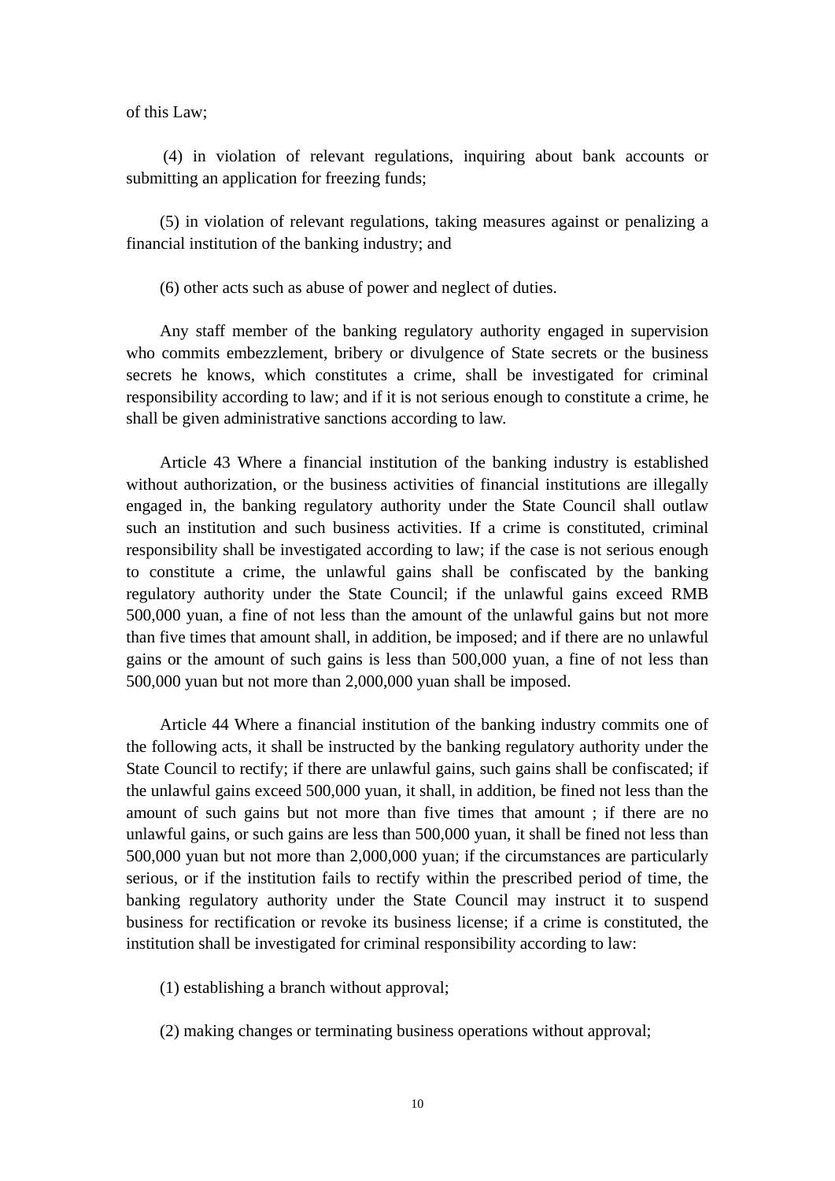of this Law;

(4) in violation of relevant regulations, inquiring about bank accounts or submitting an application for freezing funds;

(5) in violation of relevant regulations, taking measures against or penalizing a financial institution of the banking industry; and

(6) other acts such as abuse of power and neglect of duties.

Any staff member of the banking regulatory authority engaged in supervision who commits embezzlement, bribery or divulgence of State secrets or the business secrets he knows, which constitutes a crime, shall be investigated for criminal responsibility according to law; and if it is not serious enough to constitute a crime, he shall be given administrative sanctions according to law.

Article 43 Where a financial institution of the banking industry is established without authorization, or the business activities of financial institutions are illegally engaged in, the banking regulatory authority under the State Council shall outlaw such an institution and such business activities. If a crime is constituted, criminal responsibility shall be investigated according to law; if the case is not serious enough to constitute a crime, the unlawful gains shall be confiscated by the banking regulatory authority under the State Council; if the unlawful gains exceed RMB 500,000 yuan, a fine of not less than the amount of the unlawful gains but not more than five times that amount shall, in addition, be imposed; and if there are no unlawful gains or the amount of such gains is less than 500,000 yuan, a fine of not less than 500,000 yuan but not more than 2,000,000 yuan shall be imposed.

Article 44 Where a financial institution of the banking industry commits one of the following acts, it shall be instructed by the banking regulatory authority under the State Council to rectify; if there are unlawful gains, such gains shall be confiscated; if the unlawful gains exceed 500,000 yuan, it shall, in addition, be fined not less than the amount of such gains but not more than five times that amount ; if there are no unlawful gains, or such gains are less than 500,000 yuan, it shall be fined not less than 500,000 yuan but not more than 2,000,000 yuan; if the circumstances are particularly serious, or if the institution fails to rectify within the prescribed period of time, the banking regulatory authority under the State Council may instruct it to suspend business for rectification or revoke its business license; if a crime is constituted, the institution shall be investigated for criminal responsibility according to law:

(1) establishing a branch without approval;

(2) making changes or terminating business operations without approval;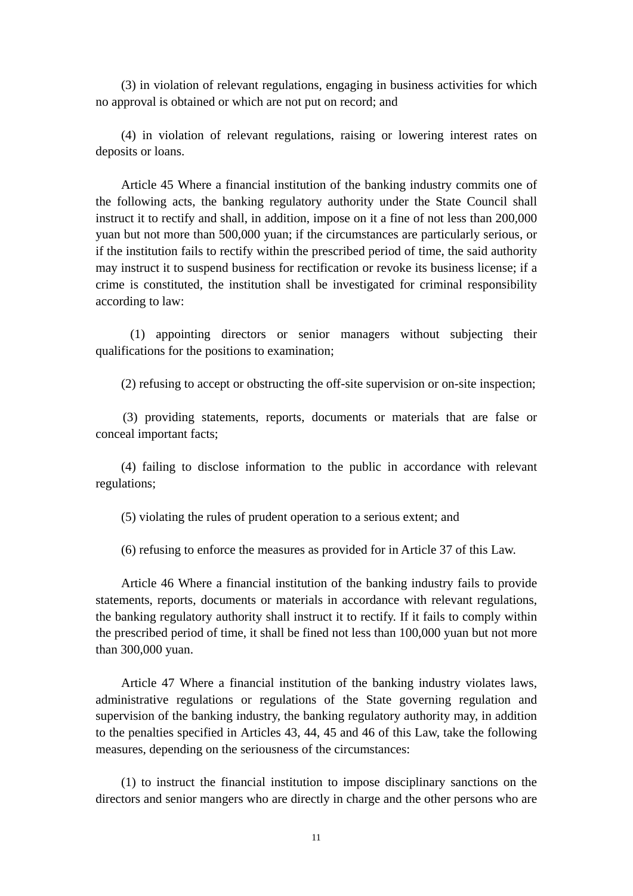(3) in violation of relevant regulations, engaging in business activities for which no approval is obtained or which are not put on record; and

(4) in violation of relevant regulations, raising or lowering interest rates on deposits or loans.

Article 45 Where a financial institution of the banking industry commits one of the following acts, the banking regulatory authority under the State Council shall instruct it to rectify and shall, in addition, impose on it a fine of not less than 200,000 yuan but not more than 500,000 yuan; if the circumstances are particularly serious, or if the institution fails to rectify within the prescribed period of time, the said authority may instruct it to suspend business for rectification or revoke its business license; if a crime is constituted, the institution shall be investigated for criminal responsibility according to law:

(1) appointing directors or senior managers without subjecting their qualifications for the positions to examination;

(2) refusing to accept or obstructing the off-site supervision or on-site inspection;

(3) providing statements, reports, documents or materials that are false or conceal important facts;

(4) failing to disclose information to the public in accordance with relevant regulations;

(5) violating the rules of prudent operation to a serious extent; and

(6) refusing to enforce the measures as provided for in Article 37 of this Law.

Article 46 Where a financial institution of the banking industry fails to provide statements, reports, documents or materials in accordance with relevant regulations, the banking regulatory authority shall instruct it to rectify. If it fails to comply within the prescribed period of time, it shall be fined not less than 100,000 yuan but not more than 300,000 yuan.

Article 47 Where a financial institution of the banking industry violates laws, administrative regulations or regulations of the State governing regulation and supervision of the banking industry, the banking regulatory authority may, in addition to the penalties specified in Articles 43, 44, 45 and 46 of this Law, take the following measures, depending on the seriousness of the circumstances:

(1) to instruct the financial institution to impose disciplinary sanctions on the directors and senior mangers who are directly in charge and the other persons who are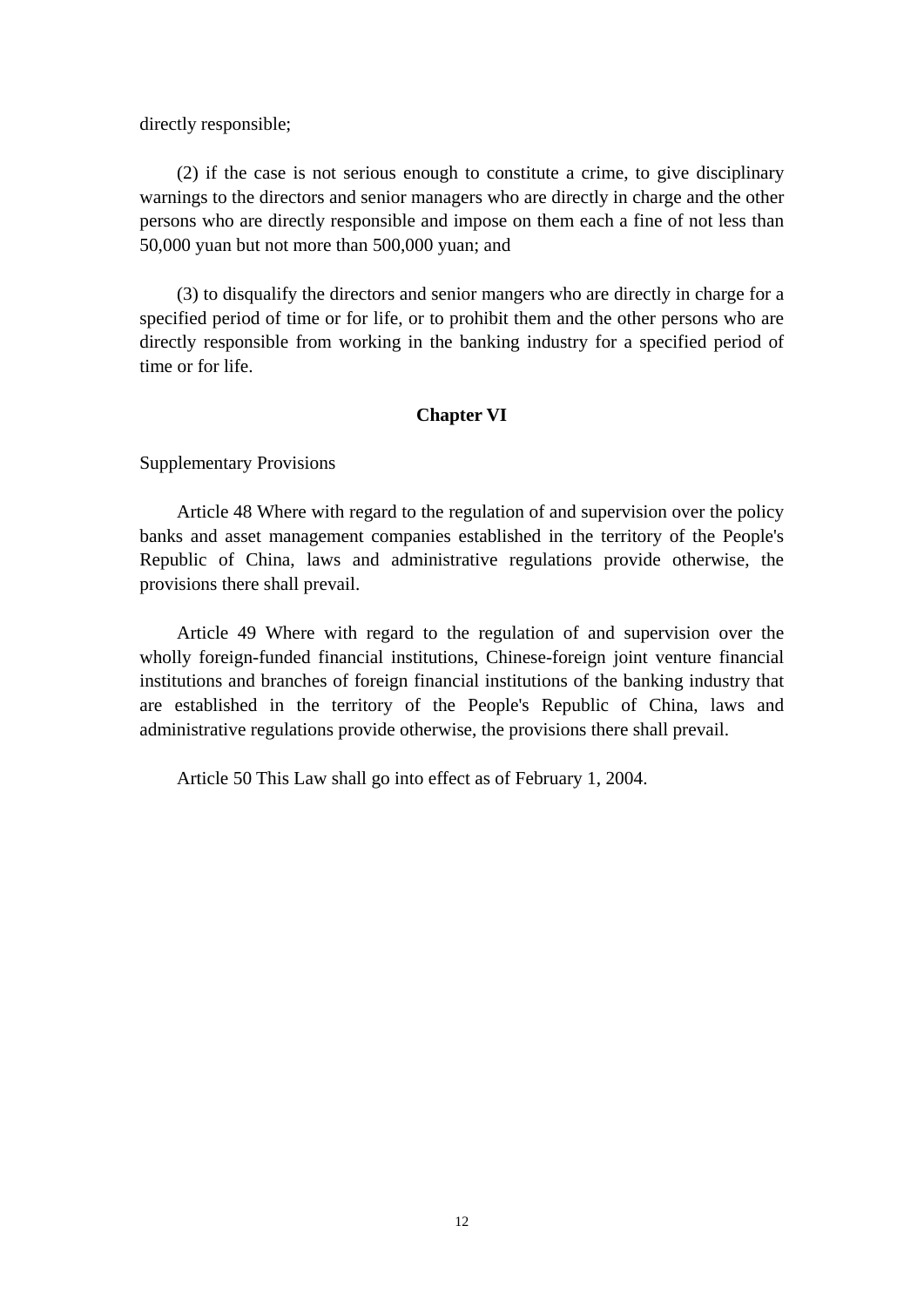directly responsible;

(2) if the case is not serious enough to constitute a crime, to give disciplinary warnings to the directors and senior managers who are directly in charge and the other persons who are directly responsible and impose on them each a fine of not less than 50,000 yuan but not more than 500,000 yuan; and

(3) to disqualify the directors and senior mangers who are directly in charge for a specified period of time or for life, or to prohibit them and the other persons who are directly responsible from working in the banking industry for a specified period of time or for life.

## Chapter VI

Supplementary Provisions

Article 48 Where with regard to the regulation of and supervision over the policy banks and asset management companies established in the territory of the People's Republic of China, laws and administrative regulations provide otherwise, the provisions there shall prevail.

Article 49 Where with regard to the regulation of and supervision over the wholly foreign-funded financial institutions, Chinese-foreign joint venture financial institutions and branches of foreign financial institutions of the banking industry that are established in the territory of the People's Republic of China, laws and administrative regulations provide otherwise, the provisions there shall prevail.

Article 50 This Law shall go into effect as of February 1, 2004.